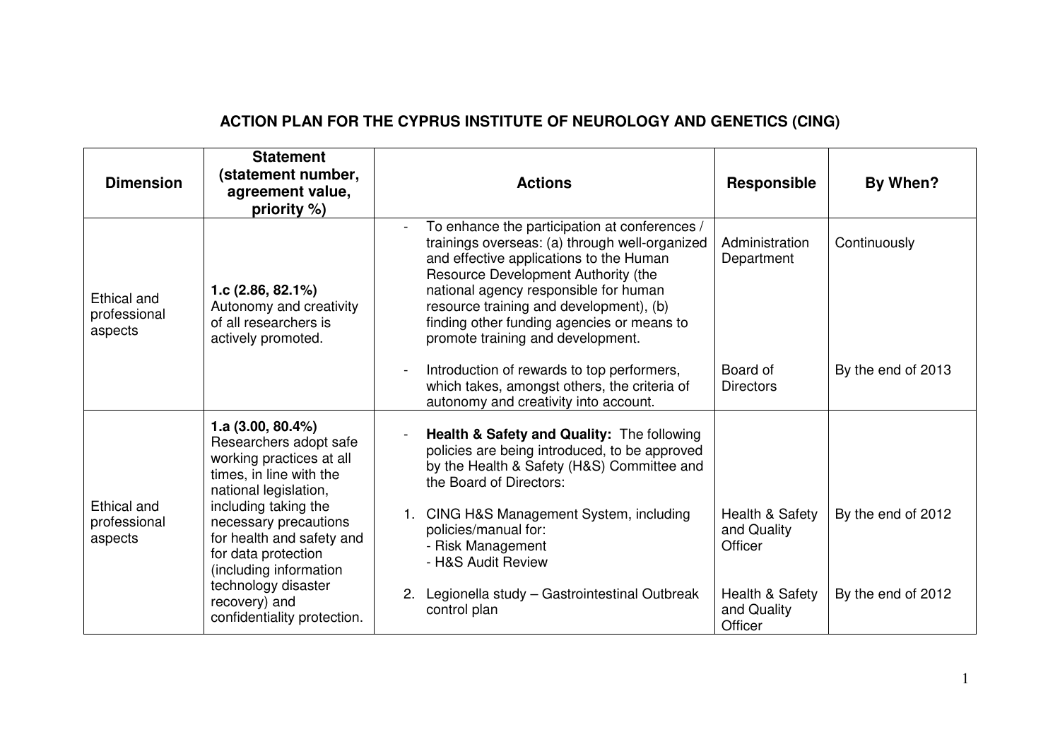# ACTION PLAN FOR THE CYPRUS INSTITUTE OF NEUROLOGY AND GENETICS (CING)

| Dimension | Statement (statement number, agreement value, priority %) | Actions | Responsible | By When? |
|---|---|---|---|---|
| Ethical and professional aspects | **1.c (2.86, 82.1%)** Autonomy and creativity of all researchers is actively promoted. | - To enhance the participation at conferences / trainings overseas: (a) through well-organized and effective applications to the Human Resource Development Authority (the national agency responsible for human resource training and development), (b) finding other funding agencies or means to promote training and development. | Administration Department | Continuously |
| | | - Introduction of rewards to top performers, which takes, amongst others, the criteria of autonomy and creativity into account. | Board of Directors | By the end of 2013 |
| Ethical and professional aspects | **1.a (3.00, 80.4%)** Researchers adopt safe working practices at all times, in line with the national legislation, including taking the necessary precautions for health and safety and for data protection (including information technology disaster recovery) and confidentiality protection. | - **Health & Safety and Quality:** The following policies are being introduced, to be approved by the Health & Safety (H&S) Committee and the Board of Directors: | | |
| | | 1. CING H&S Management System, including policies/manual for: - Risk Management - H&S Audit Review | Health & Safety and Quality Officer | By the end of 2012 |
| | | 2. Legionella study – Gastrointestinal Outbreak control plan | Health & Safety and Quality Officer | By the end of 2012 |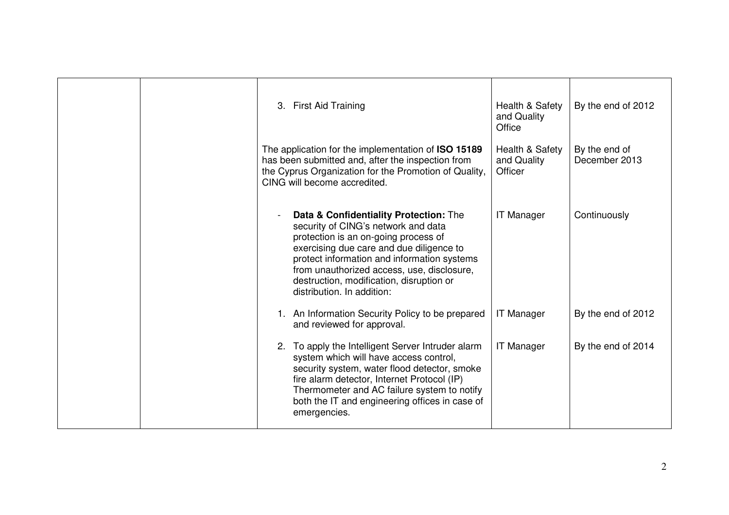| | | | | |
|---|---|---|---|---|
| | | 3. First Aid Training | Health & Safety and Quality Office | By the end of 2012 |
| | | The application for the implementation of **ISO 15189** has been submitted and, after the inspection from the Cyprus Organization for the Promotion of Quality, CING will become accredited. | Health & Safety and Quality Officer | By the end of December 2013 |
| | | - **Data & Confidentiality Protection:** The security of CING's network and data protection is an on-going process of exercising due care and due diligence to protect information and information systems from unauthorized access, use, disclosure, destruction, modification, disruption or distribution. In addition: | IT Manager | Continuously |
| | | 1. An Information Security Policy to be prepared and reviewed for approval. | IT Manager | By the end of 2012 |
| | | 2. To apply the Intelligent Server Intruder alarm system which will have access control, security system, water flood detector, smoke fire alarm detector, Internet Protocol (IP) Thermometer and AC failure system to notify both the IT and engineering offices in case of emergencies. | IT Manager | By the end of 2014 |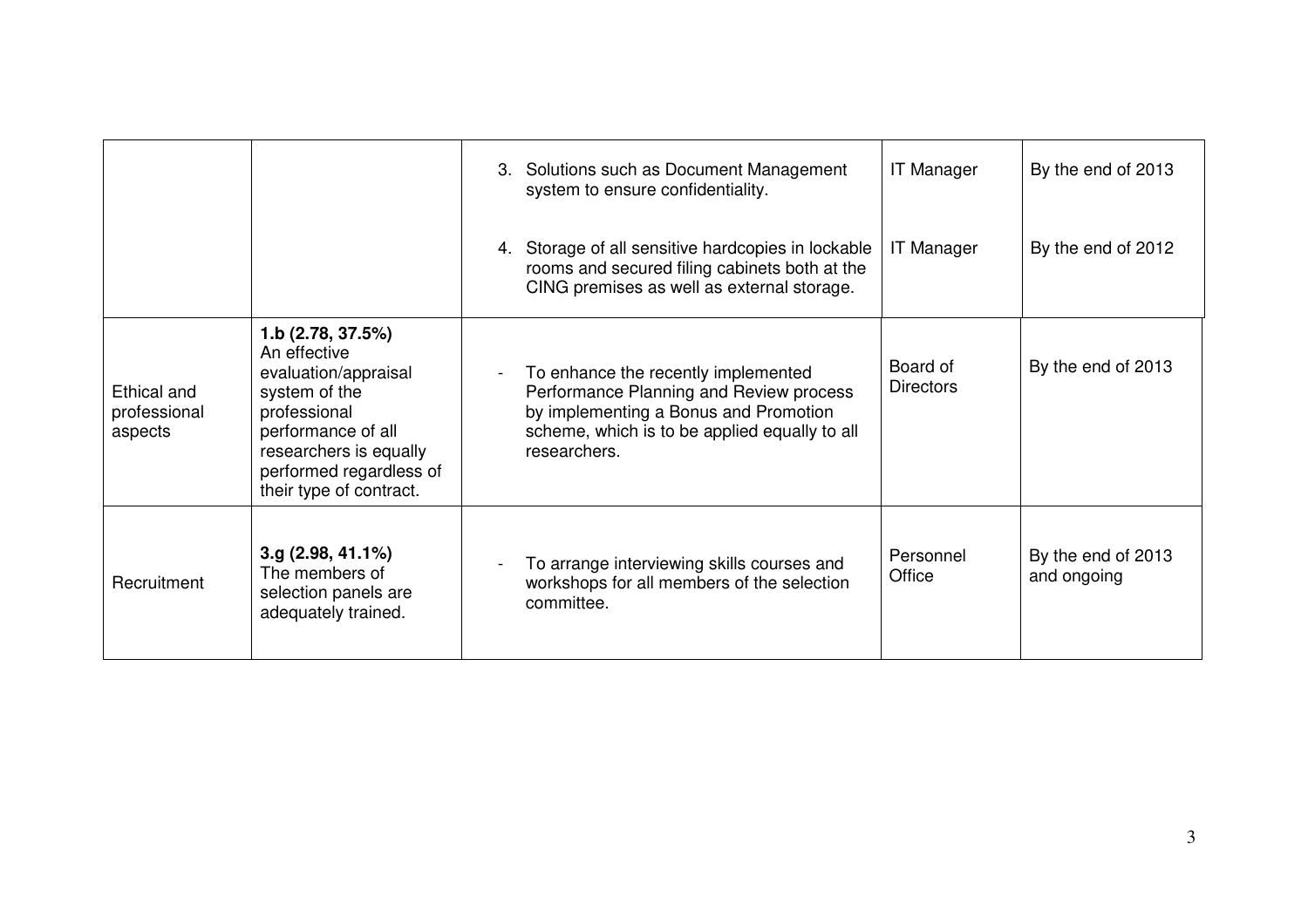| | | | | |
|---|---|---|---|---|
| | | 3. Solutions such as Document Management system to ensure confidentiality. | IT Manager | By the end of 2013 |
| | | 4. Storage of all sensitive hardcopies in lockable rooms and secured filing cabinets both at the CING premises as well as external storage. | IT Manager | By the end of 2012 |
| Ethical and professional aspects | **1.b (2.78, 37.5%)** An effective evaluation/appraisal system of the professional performance of all researchers is equally performed regardless of their type of contract. | - To enhance the recently implemented Performance Planning and Review process by implementing a Bonus and Promotion scheme, which is to be applied equally to all researchers. | Board of Directors | By the end of 2013 |
| Recruitment | **3.g (2.98, 41.1%)** The members of selection panels are adequately trained. | - To arrange interviewing skills courses and workshops for all members of the selection committee. | Personnel Office | By the end of 2013 and ongoing |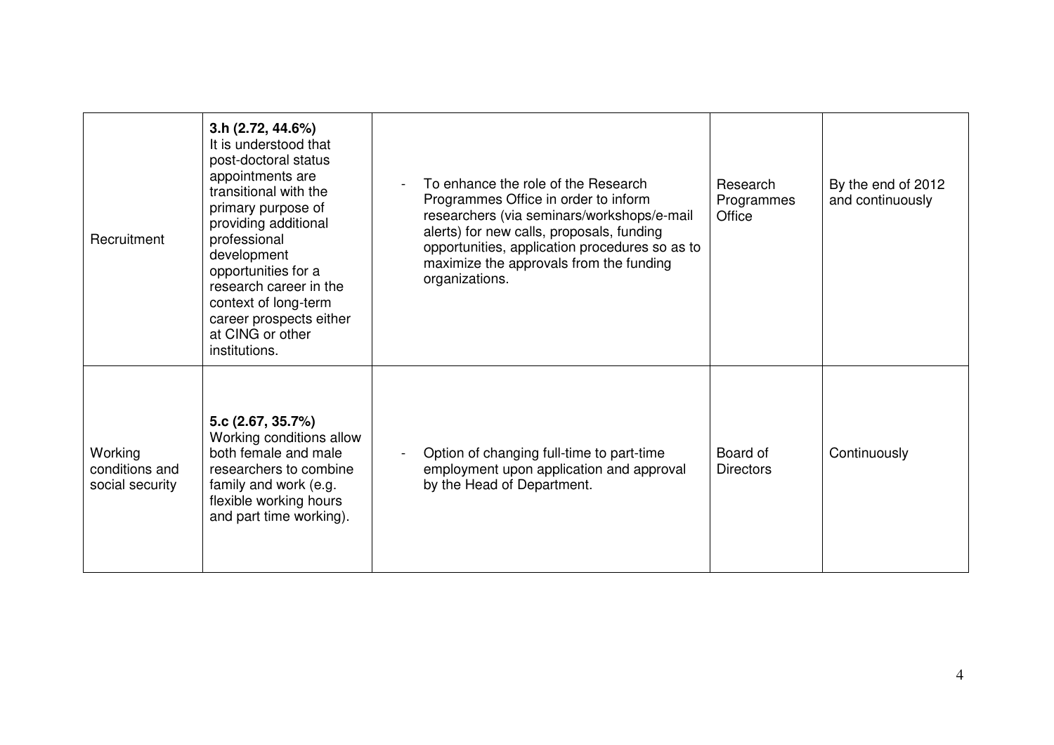| Recruitment | **3.h (2.72, 44.6%)** It is understood that post-doctoral status appointments are transitional with the primary purpose of providing additional professional development opportunities for a research career in the context of long-term career prospects either at CING or other institutions. | - To enhance the role of the Research Programmes Office in order to inform researchers (via seminars/workshops/e-mail alerts) for new calls, proposals, funding opportunities, application procedures so as to maximize the approvals from the funding organizations. | Research Programmes Office | By the end of 2012 and continuously |
|---|---|---|---|---|
| Working conditions and social security | **5.c (2.67, 35.7%)** Working conditions allow both female and male researchers to combine family and work (e.g. flexible working hours and part time working). | - Option of changing full-time to part-time employment upon application and approval by the Head of Department. | Board of Directors | Continuously |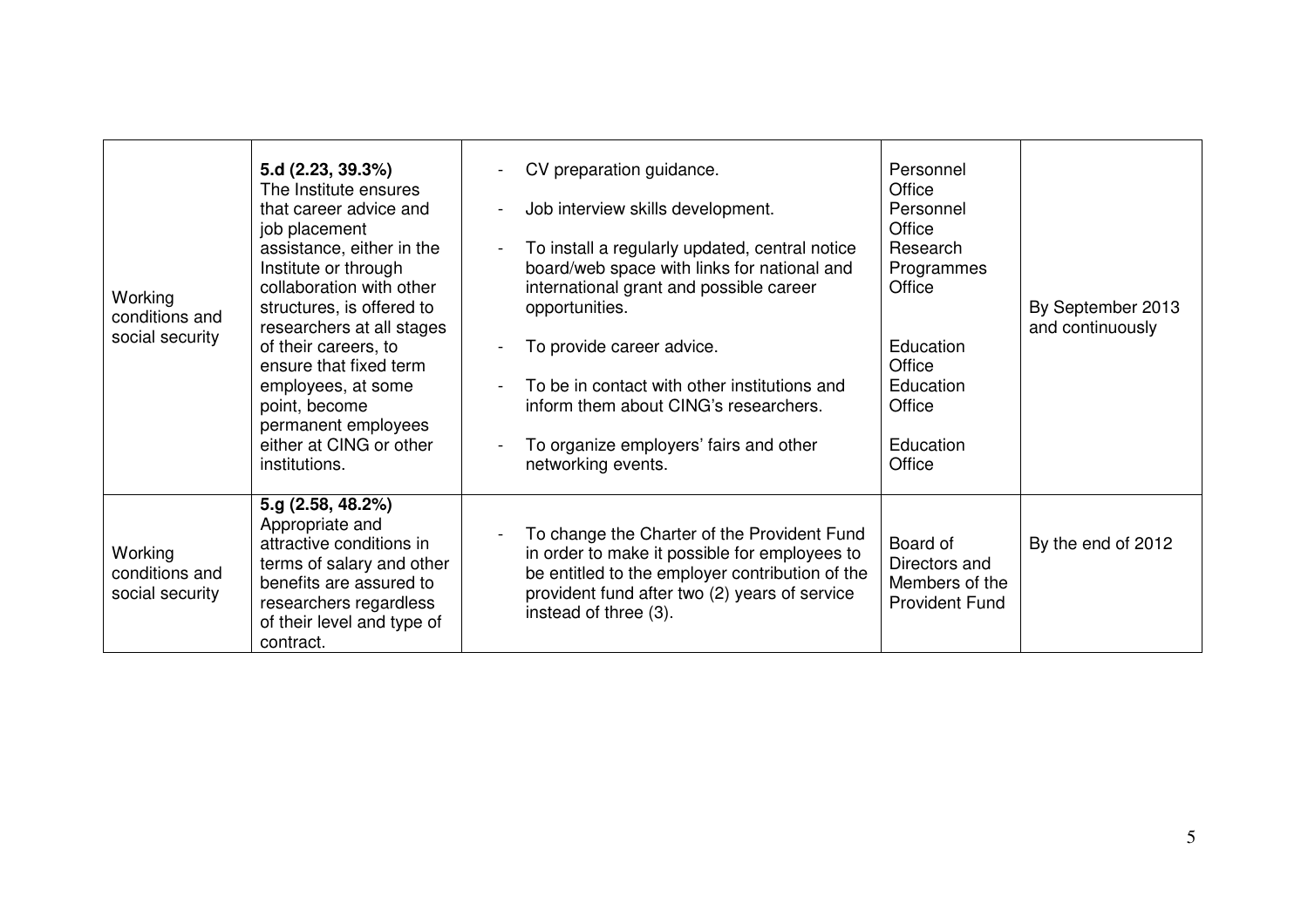| | | | | |
|---|---|---|---|---|
| Working conditions and social security | **5.d (2.23, 39.3%)** The Institute ensures that career advice and job placement assistance, either in the Institute or through collaboration with other structures, is offered to researchers at all stages of their careers, to ensure that fixed term employees, at some point, become permanent employees either at CING or other institutions. | - CV preparation guidance.<br>- Job interview skills development.<br>- To install a regularly updated, central notice board/web space with links for national and international grant and possible career opportunities.<br>- To provide career advice.<br>- To be in contact with other institutions and inform them about CING's researchers.<br>- To organize employers' fairs and other networking events. | Personnel Office<br>Personnel Office<br>Research Programmes Office<br>Education Office<br>Education Office<br>Education Office | By September 2013 and continuously |
| Working conditions and social security | **5.g (2.58, 48.2%)** Appropriate and attractive conditions in terms of salary and other benefits are assured to researchers regardless of their level and type of contract. | - To change the Charter of the Provident Fund in order to make it possible for employees to be entitled to the employer contribution of the provident fund after two (2) years of service instead of three (3). | Board of Directors and Members of the Provident Fund | By the end of 2012 |